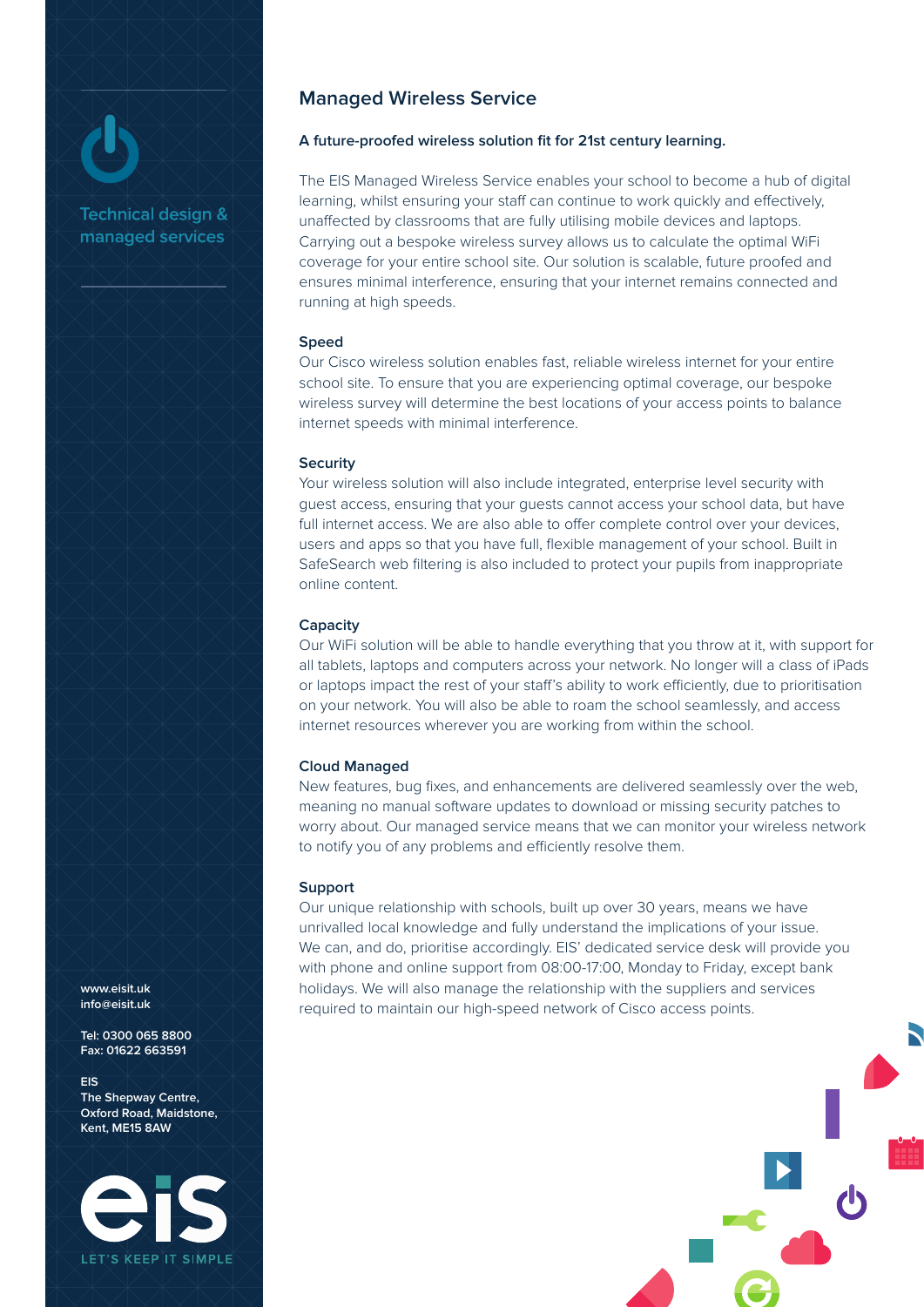Technical design & managed services

www.eisit.uk
info@eisit.uk

Tel: 0300 065 8800
Fax: 01622 663591

EIS
The Shepway Centre,
Oxford Road, Maidstone,
Kent, ME15 8AW

eis
LET'S KEEP IT SIMPLE

# Managed Wireless Service

**A future-proofed wireless solution fit for 21st century learning.**

The EIS Managed Wireless Service enables your school to become a hub of digital learning, whilst ensuring your staff can continue to work quickly and effectively, unaffected by classrooms that are fully utilising mobile devices and laptops. Carrying out a bespoke wireless survey allows us to calculate the optimal WiFi coverage for your entire school site. Our solution is scalable, future proofed and ensures minimal interference, ensuring that your internet remains connected and running at high speeds.

### Speed

Our Cisco wireless solution enables fast, reliable wireless internet for your entire school site. To ensure that you are experiencing optimal coverage, our bespoke wireless survey will determine the best locations of your access points to balance internet speeds with minimal interference.

### Security

Your wireless solution will also include integrated, enterprise level security with guest access, ensuring that your guests cannot access your school data, but have full internet access. We are also able to offer complete control over your devices, users and apps so that you have full, flexible management of your school. Built in SafeSearch web filtering is also included to protect your pupils from inappropriate online content.

### Capacity

Our WiFi solution will be able to handle everything that you throw at it, with support for all tablets, laptops and computers across your network. No longer will a class of iPads or laptops impact the rest of your staff's ability to work efficiently, due to prioritisation on your network. You will also be able to roam the school seamlessly, and access internet resources wherever you are working from within the school.

### Cloud Managed

New features, bug fixes, and enhancements are delivered seamlessly over the web, meaning no manual software updates to download or missing security patches to worry about. Our managed service means that we can monitor your wireless network to notify you of any problems and efficiently resolve them.

### Support

Our unique relationship with schools, built up over 30 years, means we have unrivalled local knowledge and fully understand the implications of your issue. We can, and do, prioritise accordingly. EIS' dedicated service desk will provide you with phone and online support from 08:00-17:00, Monday to Friday, except bank holidays. We will also manage the relationship with the suppliers and services required to maintain our high-speed network of Cisco access points.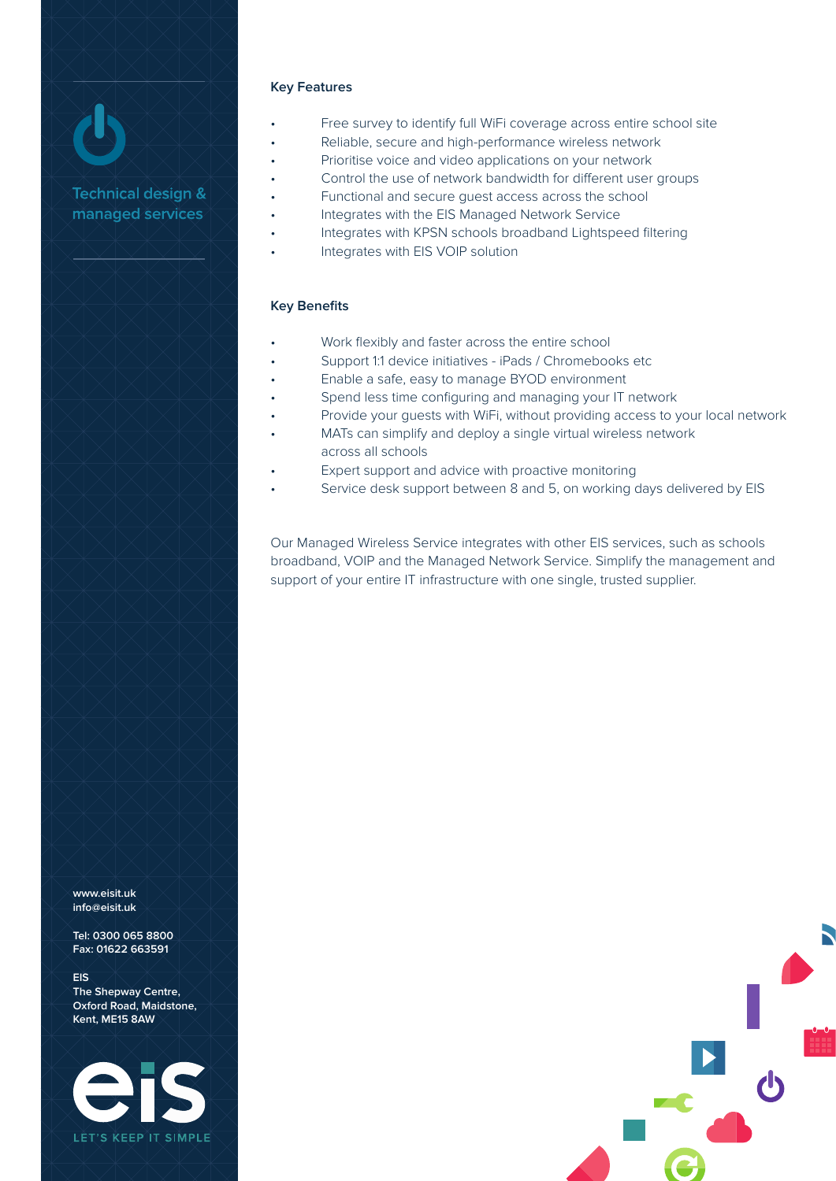Technical design & managed services

### Key Features

- Free survey to identify full WiFi coverage across entire school site
- Reliable, secure and high-performance wireless network
- Prioritise voice and video applications on your network
- Control the use of network bandwidth for different user groups
- Functional and secure guest access across the school
- Integrates with the EIS Managed Network Service
- Integrates with KPSN schools broadband Lightspeed filtering
- Integrates with EIS VOIP solution

### Key Benefits

- Work flexibly and faster across the entire school
- Support 1:1 device initiatives - iPads / Chromebooks etc
- Enable a safe, easy to manage BYOD environment
- Spend less time configuring and managing your IT network
- Provide your guests with WiFi, without providing access to your local network
- MATs can simplify and deploy a single virtual wireless network across all schools
- Expert support and advice with proactive monitoring
- Service desk support between 8 and 5, on working days delivered by EIS

Our Managed Wireless Service integrates with other EIS services, such as schools broadband, VOIP and the Managed Network Service. Simplify the management and support of your entire IT infrastructure with one single, trusted supplier.

www.eisit.uk
info@eisit.uk

Tel: 0300 065 8800
Fax: 01622 663591

EIS
The Shepway Centre,
Oxford Road, Maidstone,
Kent, ME15 8AW

eis
LET'S KEEP IT SIMPLE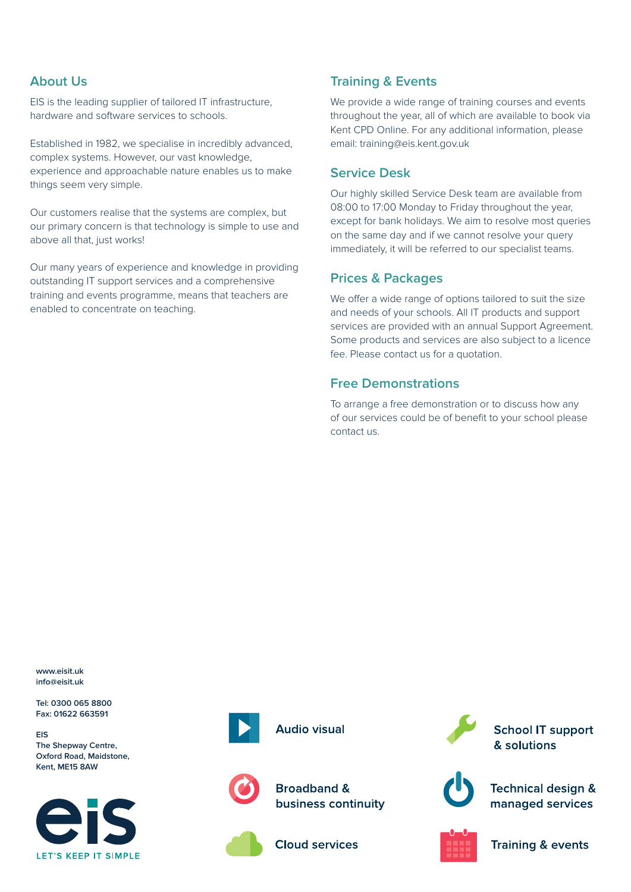## About Us

EIS is the leading supplier of tailored IT infrastructure, hardware and software services to schools.

Established in 1982, we specialise in incredibly advanced, complex systems. However, our vast knowledge, experience and approachable nature enables us to make things seem very simple.

Our customers realise that the systems are complex, but our primary concern is that technology is simple to use and above all that, just works!

Our many years of experience and knowledge in providing outstanding IT support services and a comprehensive training and events programme, means that teachers are enabled to concentrate on teaching.

## Training & Events

We provide a wide range of training courses and events throughout the year, all of which are available to book via Kent CPD Online. For any additional information, please email: training@eis.kent.gov.uk

## Service Desk

Our highly skilled Service Desk team are available from 08:00 to 17:00 Monday to Friday throughout the year, except for bank holidays. We aim to resolve most queries on the same day and if we cannot resolve your query immediately, it will be referred to our specialist teams.

## Prices & Packages

We offer a wide range of options tailored to suit the size and needs of your schools. All IT products and support services are provided with an annual Support Agreement. Some products and services are also subject to a licence fee. Please contact us for a quotation.

## Free Demonstrations

To arrange a free demonstration or to discuss how any of our services could be of benefit to your school please contact us.

**www.eisit.uk**
**info@eisit.uk**

**Tel: 0300 065 8800**
**Fax: 01622 663591**

**EIS**
**The Shepway Centre,**
**Oxford Road, Maidstone,**
**Kent, ME15 8AW**

eis
LET'S KEEP IT SIMPLE

- Audio visual
- Broadband & business continuity
- Cloud services
- School IT support & solutions
- Technical design & managed services
- Training & events